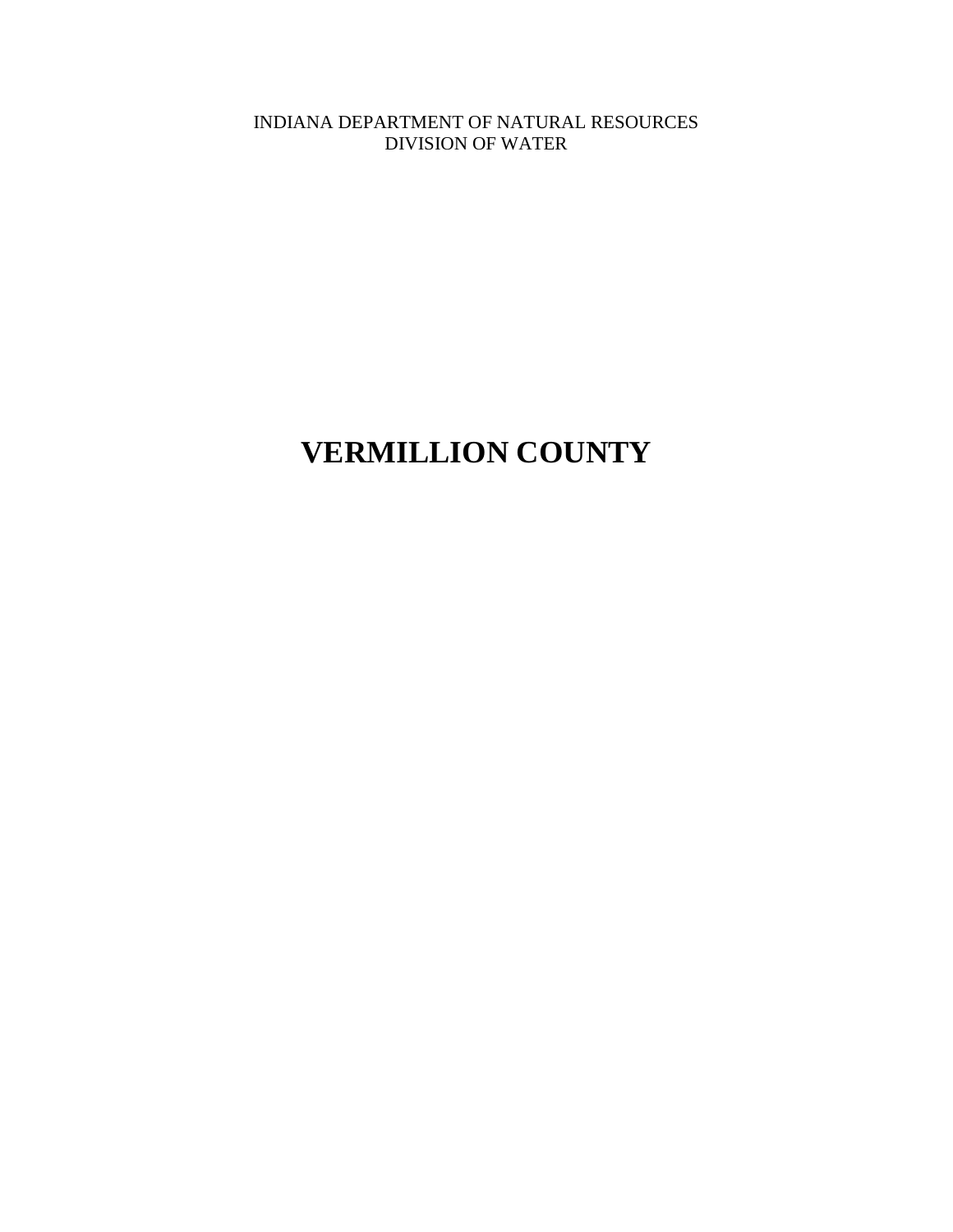INDIANA DEPARTMENT OF NATURAL RESOURCES
DIVISION OF WATER

# VERMILLION COUNTY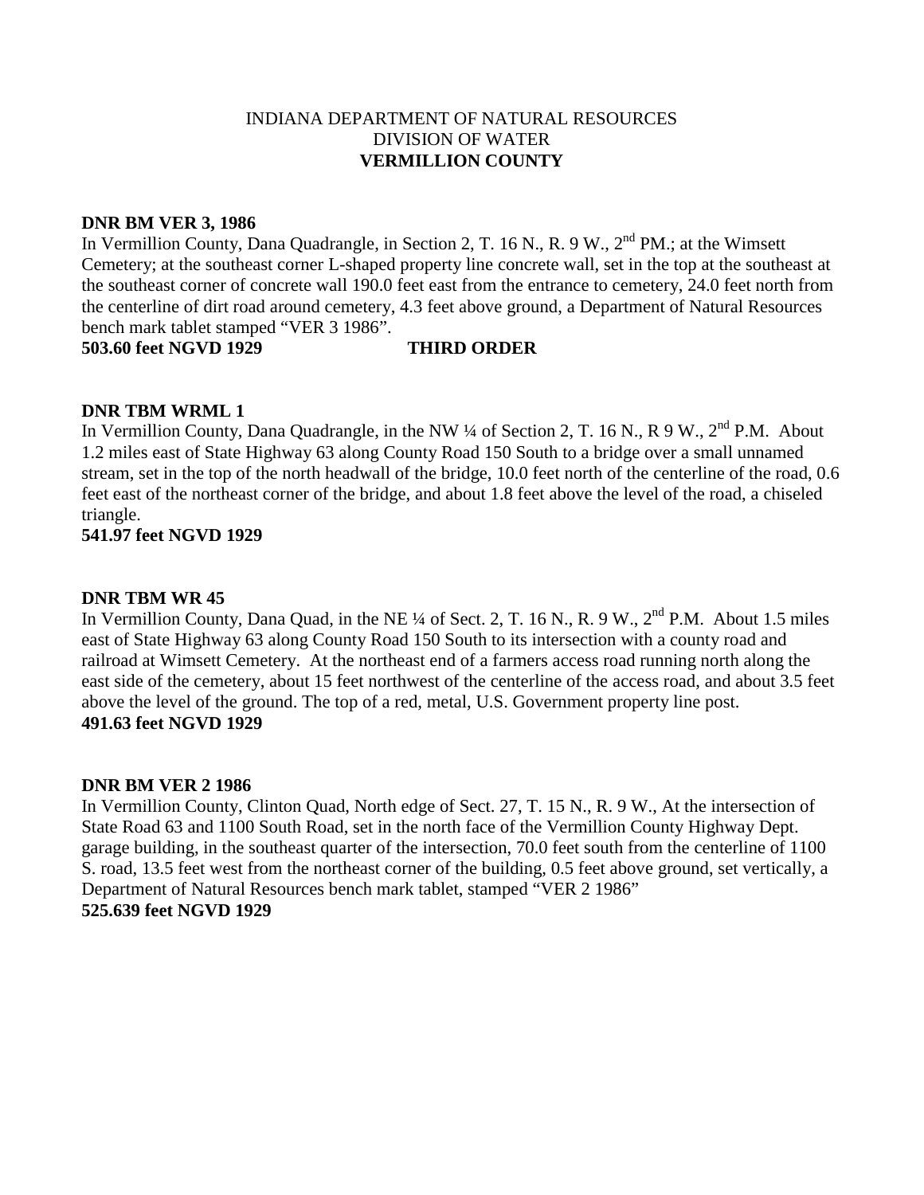INDIANA DEPARTMENT OF NATURAL RESOURCES
DIVISION OF WATER
**VERMILLION COUNTY**

**DNR BM VER 3, 1986**
In Vermillion County, Dana Quadrangle, in Section 2, T. 16 N., R. 9 W., 2nd PM.; at the Wimsett Cemetery; at the southeast corner L-shaped property line concrete wall, set in the top at the southeast at the southeast corner of concrete wall 190.0 feet east from the entrance to cemetery, 24.0 feet north from the centerline of dirt road around cemetery, 4.3 feet above ground, a Department of Natural Resources bench mark tablet stamped "VER 3 1986".
**503.60 feet NGVD 1929 THIRD ORDER**

**DNR TBM WRML 1**
In Vermillion County, Dana Quadrangle, in the NW ¼ of Section 2, T. 16 N., R 9 W., 2nd P.M. About 1.2 miles east of State Highway 63 along County Road 150 South to a bridge over a small unnamed stream, set in the top of the north headwall of the bridge, 10.0 feet north of the centerline of the road, 0.6 feet east of the northeast corner of the bridge, and about 1.8 feet above the level of the road, a chiseled triangle.
**541.97 feet NGVD 1929**

**DNR TBM WR 45**
In Vermillion County, Dana Quad, in the NE ¼ of Sect. 2, T. 16 N., R. 9 W., 2nd P.M. About 1.5 miles east of State Highway 63 along County Road 150 South to its intersection with a county road and railroad at Wimsett Cemetery. At the northeast end of a farmers access road running north along the east side of the cemetery, about 15 feet northwest of the centerline of the access road, and about 3.5 feet above the level of the ground. The top of a red, metal, U.S. Government property line post.
**491.63 feet NGVD 1929**

**DNR BM VER 2 1986**
In Vermillion County, Clinton Quad, North edge of Sect. 27, T. 15 N., R. 9 W., At the intersection of State Road 63 and 1100 South Road, set in the north face of the Vermillion County Highway Dept. garage building, in the southeast quarter of the intersection, 70.0 feet south from the centerline of 1100 S. road, 13.5 feet west from the northeast corner of the building, 0.5 feet above ground, set vertically, a Department of Natural Resources bench mark tablet, stamped "VER 2 1986"
**525.639 feet NGVD 1929**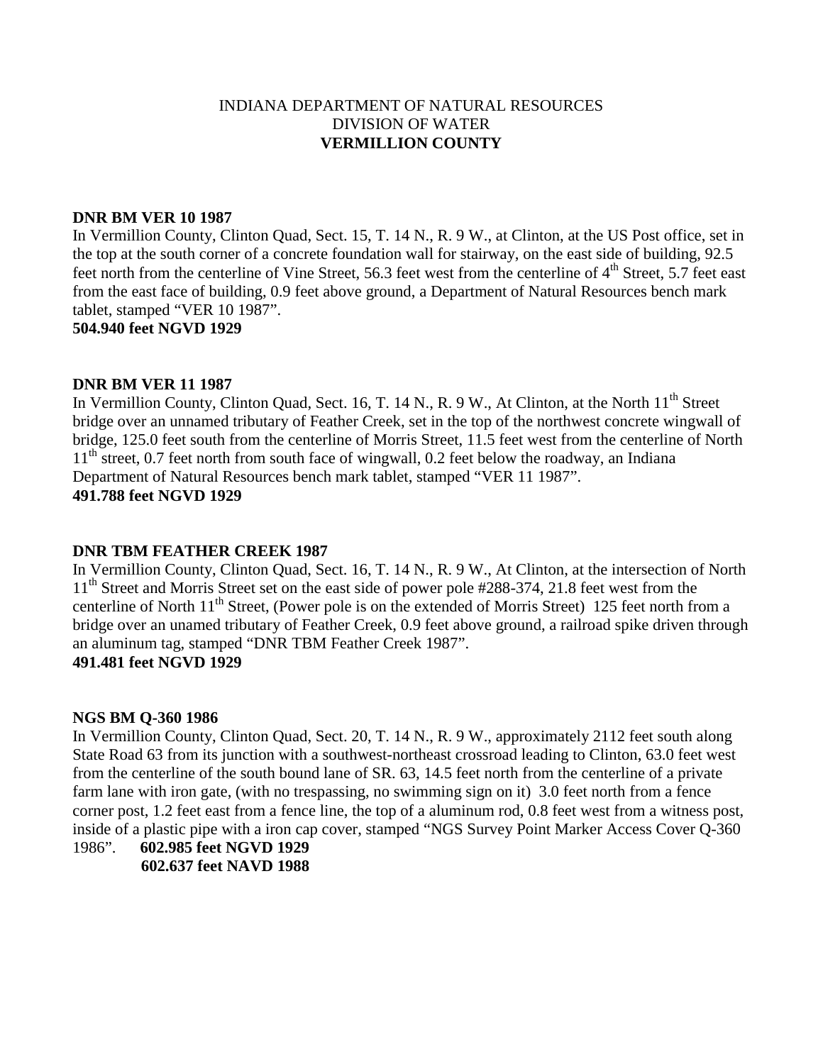INDIANA DEPARTMENT OF NATURAL RESOURCES
DIVISION OF WATER
**VERMILLION COUNTY**

**DNR BM VER 10 1987**
In Vermillion County, Clinton Quad, Sect. 15, T. 14 N., R. 9 W., at Clinton, at the US Post office, set in the top at the south corner of a concrete foundation wall for stairway, on the east side of building, 92.5 feet north from the centerline of Vine Street, 56.3 feet west from the centerline of 4th Street, 5.7 feet east from the east face of building, 0.9 feet above ground, a Department of Natural Resources bench mark tablet, stamped "VER 10 1987".
**504.940 feet NGVD 1929**

**DNR BM VER 11 1987**
In Vermillion County, Clinton Quad, Sect. 16, T. 14 N., R. 9 W., At Clinton, at the North 11th Street bridge over an unnamed tributary of Feather Creek, set in the top of the northwest concrete wingwall of bridge, 125.0 feet south from the centerline of Morris Street, 11.5 feet west from the centerline of North 11th street, 0.7 feet north from south face of wingwall, 0.2 feet below the roadway, an Indiana Department of Natural Resources bench mark tablet, stamped "VER 11 1987".
**491.788 feet NGVD 1929**

**DNR TBM FEATHER CREEK 1987**
In Vermillion County, Clinton Quad, Sect. 16, T. 14 N., R. 9 W., At Clinton, at the intersection of North 11th Street and Morris Street set on the east side of power pole #288-374, 21.8 feet west from the centerline of North 11th Street, (Power pole is on the extended of Morris Street) 125 feet north from a bridge over an unamed tributary of Feather Creek, 0.9 feet above ground, a railroad spike driven through an aluminum tag, stamped "DNR TBM Feather Creek 1987".
**491.481 feet NGVD 1929**

**NGS BM Q-360 1986**
In Vermillion County, Clinton Quad, Sect. 20, T. 14 N., R. 9 W., approximately 2112 feet south along State Road 63 from its junction with a southwest-northeast crossroad leading to Clinton, 63.0 feet west from the centerline of the south bound lane of SR. 63, 14.5 feet north from the centerline of a private farm lane with iron gate, (with no trespassing, no swimming sign on it) 3.0 feet north from a fence corner post, 1.2 feet east from a fence line, the top of a aluminum rod, 0.8 feet west from a witness post, inside of a plastic pipe with a iron cap cover, stamped "NGS Survey Point Marker Access Cover Q-360 1986". **602.985 feet NGVD 1929**
**602.637 feet NAVD 1988**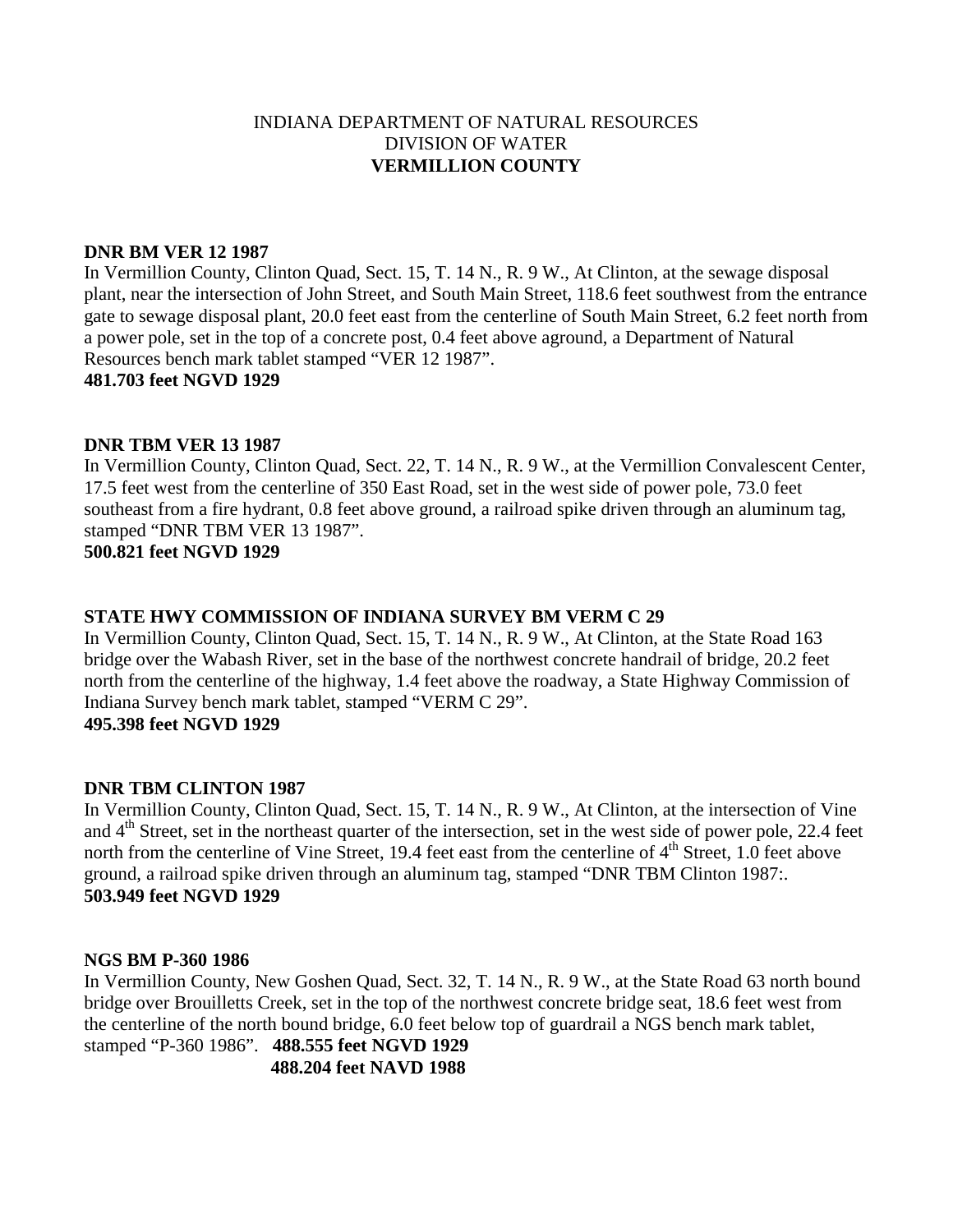INDIANA DEPARTMENT OF NATURAL RESOURCES
DIVISION OF WATER
**VERMILLION COUNTY**

**DNR BM VER 12 1987**
In Vermillion County, Clinton Quad, Sect. 15, T. 14 N., R. 9 W., At Clinton, at the sewage disposal plant, near the intersection of John Street, and South Main Street, 118.6 feet southwest from the entrance gate to sewage disposal plant, 20.0 feet east from the centerline of South Main Street, 6.2 feet north from a power pole, set in the top of a concrete post, 0.4 feet above aground, a Department of Natural Resources bench mark tablet stamped "VER 12 1987".
**481.703 feet NGVD 1929**

**DNR TBM VER 13 1987**
In Vermillion County, Clinton Quad, Sect. 22, T. 14 N., R. 9 W., at the Vermillion Convalescent Center, 17.5 feet west from the centerline of 350 East Road, set in the west side of power pole, 73.0 feet southeast from a fire hydrant, 0.8 feet above ground, a railroad spike driven through an aluminum tag, stamped "DNR TBM VER 13 1987".
**500.821 feet NGVD 1929**

**STATE HWY COMMISSION OF INDIANA SURVEY BM VERM C 29**
In Vermillion County, Clinton Quad, Sect. 15, T. 14 N., R. 9 W., At Clinton, at the State Road 163 bridge over the Wabash River, set in the base of the northwest concrete handrail of bridge, 20.2 feet north from the centerline of the highway, 1.4 feet above the roadway, a State Highway Commission of Indiana Survey bench mark tablet, stamped "VERM C 29".
**495.398 feet NGVD 1929**

**DNR TBM CLINTON 1987**
In Vermillion County, Clinton Quad, Sect. 15, T. 14 N., R. 9 W., At Clinton, at the intersection of Vine and 4th Street, set in the northeast quarter of the intersection, set in the west side of power pole, 22.4 feet north from the centerline of Vine Street, 19.4 feet east from the centerline of 4th Street, 1.0 feet above ground, a railroad spike driven through an aluminum tag, stamped "DNR TBM Clinton 1987:.
**503.949 feet NGVD 1929**

**NGS BM P-360 1986**
In Vermillion County, New Goshen Quad, Sect. 32, T. 14 N., R. 9 W., at the State Road 63 north bound bridge over Brouilletts Creek, set in the top of the northwest concrete bridge seat, 18.6 feet west from the centerline of the north bound bridge, 6.0 feet below top of guardrail a NGS bench mark tablet, stamped "P-360 1986". **488.555 feet NGVD 1929**
**488.204 feet NAVD 1988**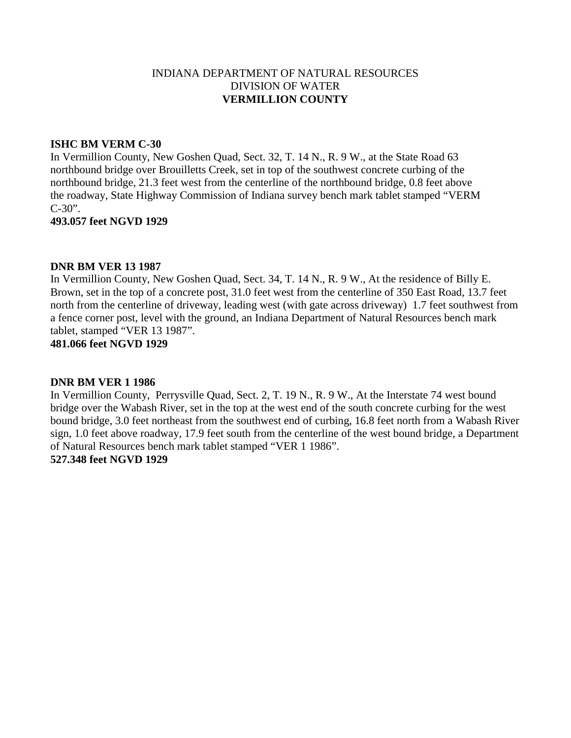INDIANA DEPARTMENT OF NATURAL RESOURCES
DIVISION OF WATER
**VERMILLION COUNTY**

**ISHC BM VERM C-30**
In Vermillion County, New Goshen Quad, Sect. 32, T. 14 N., R. 9 W., at the State Road 63 northbound bridge over Brouilletts Creek, set in top of the southwest concrete curbing of the northbound bridge, 21.3 feet west from the centerline of the northbound bridge, 0.8 feet above the roadway, State Highway Commission of Indiana survey bench mark tablet stamped "VERM C-30".
**493.057 feet NGVD 1929**

**DNR BM VER 13 1987**
In Vermillion County, New Goshen Quad, Sect. 34, T. 14 N., R. 9 W., At the residence of Billy E. Brown, set in the top of a concrete post, 31.0 feet west from the centerline of 350 East Road, 13.7 feet north from the centerline of driveway, leading west (with gate across driveway) 1.7 feet southwest from a fence corner post, level with the ground, an Indiana Department of Natural Resources bench mark tablet, stamped "VER 13 1987".
**481.066 feet NGVD 1929**

**DNR BM VER 1 1986**
In Vermillion County, Perrysville Quad, Sect. 2, T. 19 N., R. 9 W., At the Interstate 74 west bound bridge over the Wabash River, set in the top at the west end of the south concrete curbing for the west bound bridge, 3.0 feet northeast from the southwest end of curbing, 16.8 feet north from a Wabash River sign, 1.0 feet above roadway, 17.9 feet south from the centerline of the west bound bridge, a Department of Natural Resources bench mark tablet stamped "VER 1 1986".
**527.348 feet NGVD 1929**